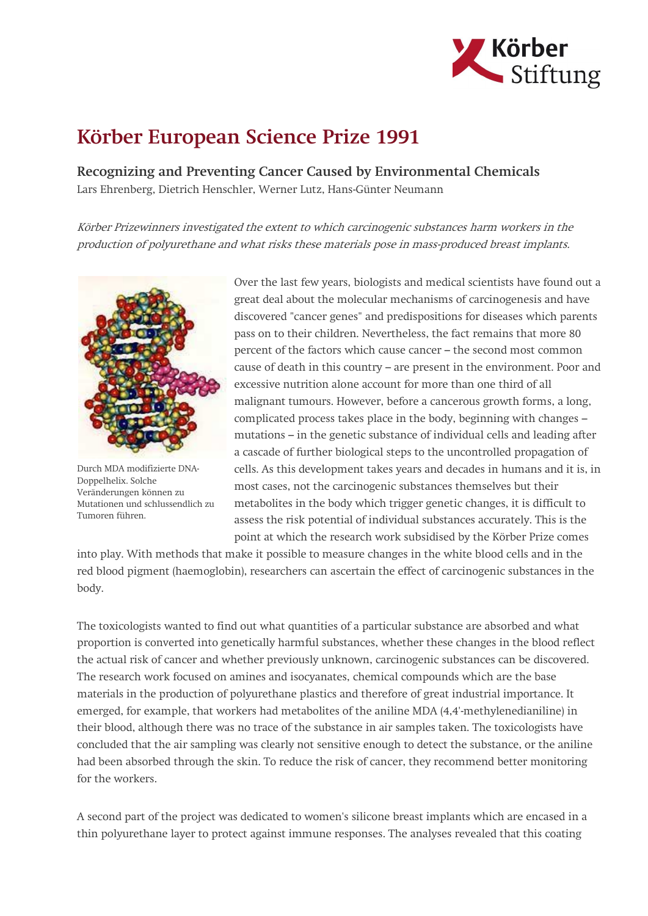# Körber European Science Prize 1991

### Recognizing and Preventing Cancer Caused by Environmental Chemicals

Lars Ehrenberg, Dietrich Henschler, Werner Lutz, Hans-Günter Neumann

*Körber Prizewinners investigated the extent to which carcinogenic substances harm workers in the production of polyurethane and what risks these materials pose in mass-produced breast implants.*

Durch MDA modifizierte DNA-Doppelhelix. Solche Veränderungen können zu Mutationen und schlussendlich zu Tumoren führen.

Over the last few years, biologists and medical scientists have found out a great deal about the molecular mechanisms of carcinogenesis and have discovered "cancer genes" and predispositions for diseases which parents pass on to their children. Nevertheless, the fact remains that more 80 percent of the factors which cause cancer – the second most common cause of death in this country – are present in the environment. Poor and excessive nutrition alone account for more than one third of all malignant tumours. However, before a cancerous growth forms, a long, complicated process takes place in the body, beginning with changes – mutations – in the genetic substance of individual cells and leading after a cascade of further biological steps to the uncontrolled propagation of cells. As this development takes years and decades in humans and it is, in most cases, not the carcinogenic substances themselves but their metabolites in the body which trigger genetic changes, it is difficult to assess the risk potential of individual substances accurately. This is the point at which the research work subsidised by the Körber Prize comes into play. With methods that make it possible to measure changes in the white blood cells and in the red blood pigment (haemoglobin), researchers can ascertain the effect of carcinogenic substances in the body.

The toxicologists wanted to find out what quantities of a particular substance are absorbed and what proportion is converted into genetically harmful substances, whether these changes in the blood reflect the actual risk of cancer and whether previously unknown, carcinogenic substances can be discovered. The research work focused on amines and isocyanates, chemical compounds which are the base materials in the production of polyurethane plastics and therefore of great industrial importance. It emerged, for example, that workers had metabolites of the aniline MDA (4,4'-methylenedianiline) in their blood, although there was no trace of the substance in air samples taken. The toxicologists have concluded that the air sampling was clearly not sensitive enough to detect the substance, or the aniline had been absorbed through the skin. To reduce the risk of cancer, they recommend better monitoring for the workers.

A second part of the project was dedicated to women's silicone breast implants which are encased in a thin polyurethane layer to protect against immune responses. The analyses revealed that this coating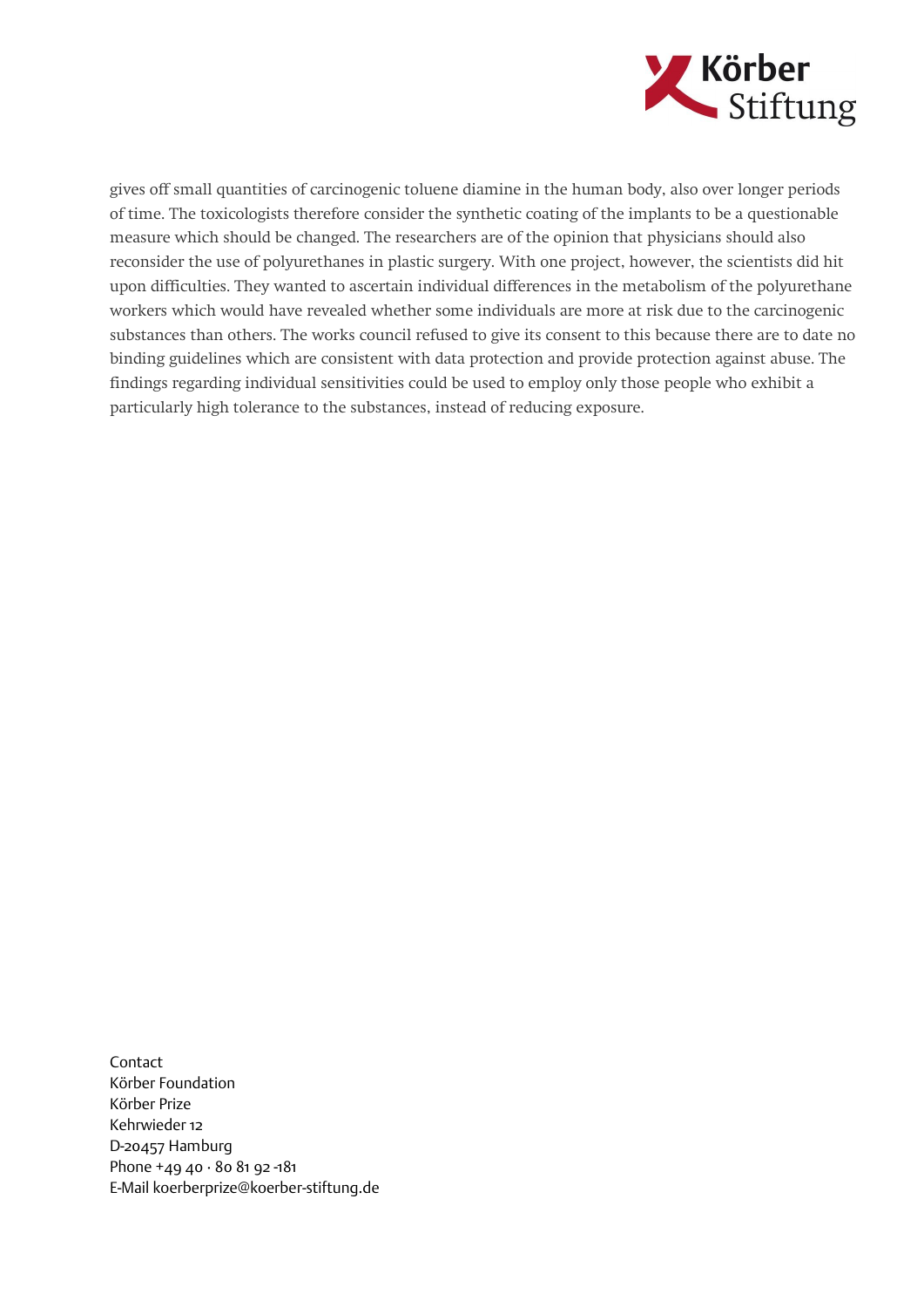gives off small quantities of carcinogenic toluene diamine in the human body, also over longer periods of time. The toxicologists therefore consider the synthetic coating of the implants to be a questionable measure which should be changed. The researchers are of the opinion that physicians should also reconsider the use of polyurethanes in plastic surgery. With one project, however, the scientists did hit upon difficulties. They wanted to ascertain individual differences in the metabolism of the polyurethane workers which would have revealed whether some individuals are more at risk due to the carcinogenic substances than others. The works council refused to give its consent to this because there are to date no binding guidelines which are consistent with data protection and provide protection against abuse. The findings regarding individual sensitivities could be used to employ only those people who exhibit a particularly high tolerance to the substances, instead of reducing exposure.

Contact
Körber Foundation
Körber Prize
Kehrwieder 12
D-20457 Hamburg
Phone +49 40 · 80 81 92 -181
E-Mail koerberprize@koerber-stiftung.de